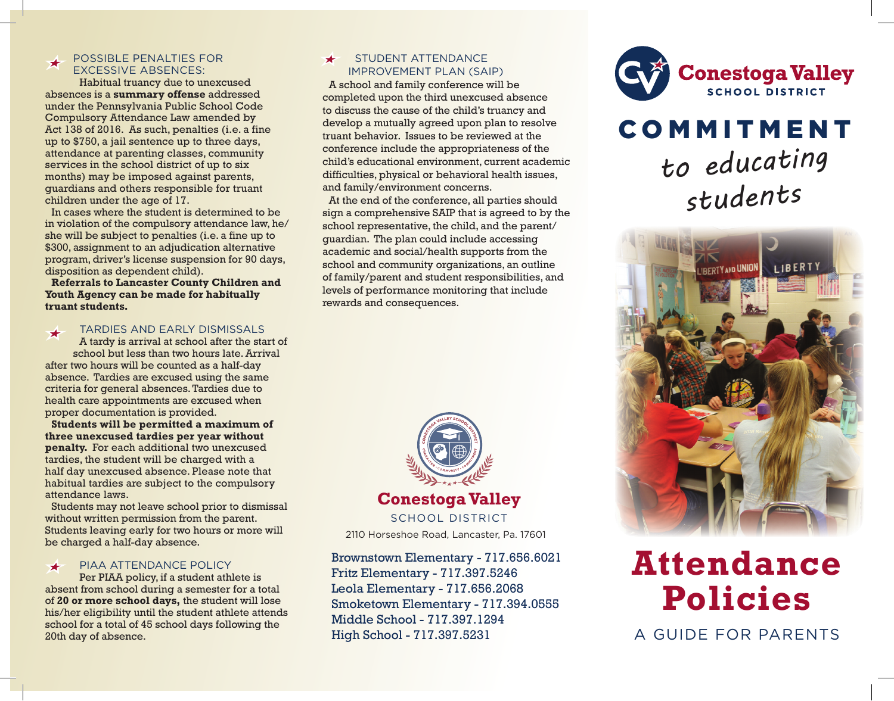## POSSIBLE PENALTIES FOR EXCESSIVE ABSENCES:

Habitual truancy due to unexcused absences is a **summary offense** addressed under the Pennsylvania Public School Code Compulsory Attendance Law amended by Act 138 of 2016. As such, penalties (i.e. a fine up to $750, a jail sentence up to three days, attendance at parenting classes, community services in the school district of up to six months) may be imposed against parents, guardians and others responsible for truant children under the age of 17.

In cases where the student is determined to be in violation of the compulsory attendance law, he/she will be subject to penalties (i.e. a fine up to $300, assignment to an adjudication alternative program, driver's license suspension for 90 days, disposition as dependent child).

**Referrals to Lancaster County Children and Youth Agency can be made for habitually truant students.**

## TARDIES AND EARLY DISMISSALS

A tardy is arrival at school after the start of school but less than two hours late. Arrival after two hours will be counted as a half-day absence. Tardies are excused using the same criteria for general absences. Tardies due to health care appointments are excused when proper documentation is provided.

**Students will be permitted a maximum of three unexcused tardies per year without penalty.** For each additional two unexcused tardies, the student will be charged with a half day unexcused absence. Please note that habitual tardies are subject to the compulsory attendance laws.

Students may not leave school prior to dismissal without written permission from the parent. Students leaving early for two hours or more will be charged a half-day absence.

## PIAA ATTENDANCE POLICY

Per PIAA policy, if a student athlete is absent from school during a semester for a total of **20 or more school days,** the student will lose his/her eligibility until the student athlete attends school for a total of 45 school days following the 20th day of absence.

## STUDENT ATTENDANCE IMPROVEMENT PLAN (SAIP)

A school and family conference will be completed upon the third unexcused absence to discuss the cause of the child's truancy and develop a mutually agreed upon plan to resolve truant behavior. Issues to be reviewed at the conference include the appropriateness of the child's educational environment, current academic difficulties, physical or behavioral health issues, and family/environment concerns.

At the end of the conference, all parties should sign a comprehensive SAIP that is agreed to by the school representative, the child, and the parent/guardian. The plan could include accessing academic and social/health supports from the school and community organizations, an outline of family/parent and student responsibilities, and levels of performance monitoring that include rewards and consequences.

**Conestoga Valley**
SCHOOL DISTRICT
2110 Horseshoe Road, Lancaster, Pa. 17601

Brownstown Elementary - 717.656.6021
Fritz Elementary - 717.397.5246
Leola Elementary - 717.656.2068
Smoketown Elementary - 717.394.0555
Middle School - 717.397.1294
High School - 717.397.5231

**Conestoga Valley**
SCHOOL DISTRICT

# COMMITMENT
*to educating students*

# Attendance Policies

A GUIDE FOR PARENTS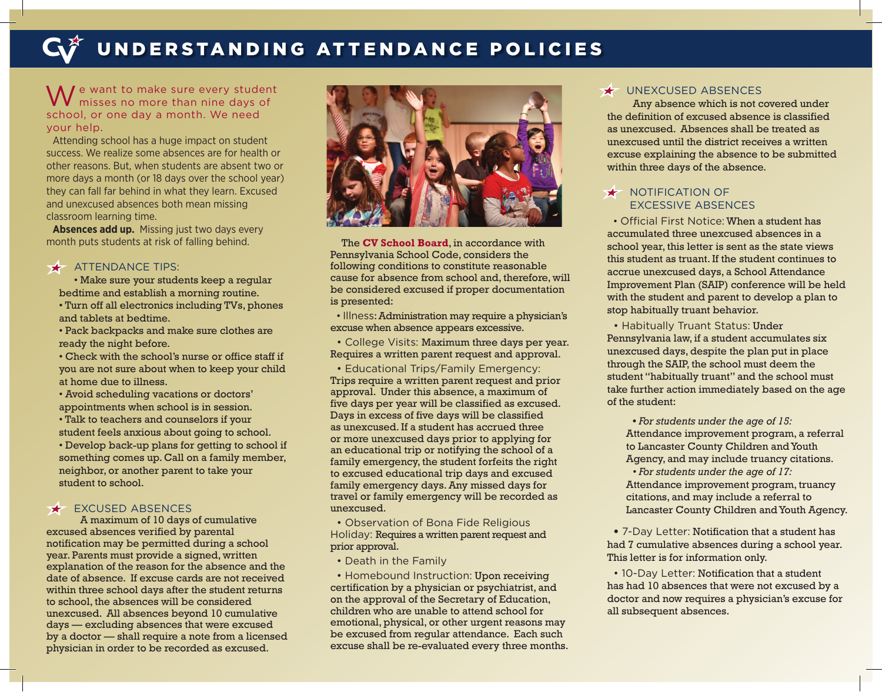# UNDERSTANDING ATTENDANCE POLICIES

We want to make sure every student misses no more than nine days of school, or one day a month. We need your help.

Attending school has a huge impact on student success. We realize some absences are for health or other reasons. But, when students are absent two or more days a month (or 18 days over the school year) they can fall far behind in what they learn. Excused and unexcused absences both mean missing classroom learning time.

**Absences add up.** Missing just two days every month puts students at risk of falling behind.

## ATTENDANCE TIPS:

- Make sure your students keep a regular bedtime and establish a morning routine.
- Turn off all electronics including TVs, phones and tablets at bedtime.
- Pack backpacks and make sure clothes are ready the night before.
- Check with the school's nurse or office staff if you are not sure about when to keep your child at home due to illness.
- Avoid scheduling vacations or doctors' appointments when school is in session.
- Talk to teachers and counselors if your student feels anxious about going to school.
- Develop back-up plans for getting to school if something comes up. Call on a family member, neighbor, or another parent to take your student to school.

## EXCUSED ABSENCES

A maximum of 10 days of cumulative excused absences verified by parental notification may be permitted during a school year. Parents must provide a signed, written explanation of the reason for the absence and the date of absence. If excuse cards are not received within three school days after the student returns to school, the absences will be considered unexcused. All absences beyond 10 cumulative days — excluding absences that were excused by a doctor — shall require a note from a licensed physician in order to be recorded as excused.

The **CV School Board**, in accordance with Pennsylvania School Code, considers the following conditions to constitute reasonable cause for absence from school and, therefore, will be considered excused if proper documentation is presented:

- Illness: Administration may require a physician's excuse when absence appears excessive.
- College Visits: Maximum three days per year. Requires a written parent request and approval.
- Educational Trips/Family Emergency: Trips require a written parent request and prior approval. Under this absence, a maximum of five days per year will be classified as excused. Days in excess of five days will be classified as unexcused. If a student has accrued three or more unexcused days prior to applying for an educational trip or notifying the school of a family emergency, the student forfeits the right to excused educational trip days and excused family emergency days. Any missed days for travel or family emergency will be recorded as unexcused.
- Observation of Bona Fide Religious Holiday: Requires a written parent request and prior approval.
- Death in the Family
- Homebound Instruction: Upon receiving certification by a physician or psychiatrist, and on the approval of the Secretary of Education, children who are unable to attend school for emotional, physical, or other urgent reasons may be excused from regular attendance. Each such excuse shall be re-evaluated every three months.

## UNEXCUSED ABSENCES

Any absence which is not covered under the definition of excused absence is classified as unexcused. Absences shall be treated as unexcused until the district receives a written excuse explaining the absence to be submitted within three days of the absence.

## NOTIFICATION OF EXCESSIVE ABSENCES

- Official First Notice: When a student has accumulated three unexcused absences in a school year, this letter is sent as the state views this student as truant. If the student continues to accrue unexcused days, a School Attendance Improvement Plan (SAIP) conference will be held with the student and parent to develop a plan to stop habitually truant behavior.
- Habitually Truant Status: Under Pennsylvania law, if a student accumulates six unexcused days, despite the plan put in place through the SAIP, the school must deem the student "habitually truant" and the school must take further action immediately based on the age of the student:
  - *For students under the age of 15:* Attendance improvement program, a referral to Lancaster County Children and Youth Agency, and may include truancy citations.
  - *For students under the age of 17:* Attendance improvement program, truancy citations, and may include a referral to Lancaster County Children and Youth Agency.
- 7-Day Letter: Notification that a student has had 7 cumulative absences during a school year. This letter is for information only.
- 10-Day Letter: Notification that a student has had 10 absences that were not excused by a doctor and now requires a physician's excuse for all subsequent absences.